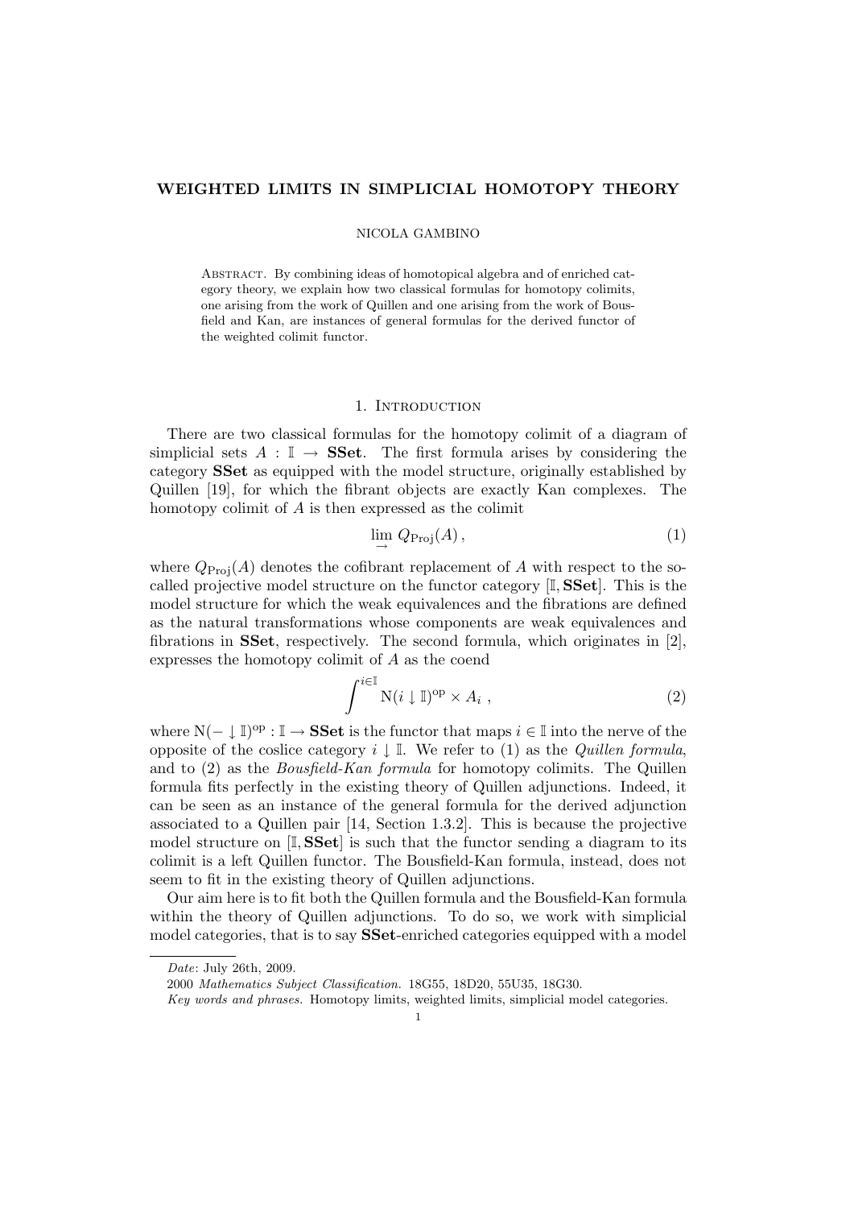# WEIGHTED LIMITS IN SIMPLICIAL HOMOTOPY THEORY

NICOLA GAMBINO

Abstract. By combining ideas of homotopical algebra and of enriched category theory, we explain how two classical formulas for homotopy colimits, one arising from the work of Quillen and one arising from the work of Bousfield and Kan, are instances of general formulas for the derived functor of the weighted colimit functor.

## 1. Introduction

There are two classical formulas for the homotopy colimit of a diagram of simplicial sets $A : \mathbb{I} \rightarrow \mathbf{SSet}$. The first formula arises by considering the category **SSet** as equipped with the model structure, originally established by Quillen [19], for which the fibrant objects are exactly Kan complexes. The homotopy colimit of $A$ is then expressed as the colimit

$$\varinjlim Q_{\mathrm{Proj}}(A)\,, \tag{1}$$

where $Q_{\mathrm{Proj}}(A)$ denotes the cofibrant replacement of $A$ with respect to the so-called projective model structure on the functor category $[\mathbb{I}, \mathbf{SSet}]$. This is the model structure for which the weak equivalences and the fibrations are defined as the natural transformations whose components are weak equivalences and fibrations in **SSet**, respectively. The second formula, which originates in [2], expresses the homotopy colimit of $A$ as the coend

$$\int^{i \in \mathbb{I}} \mathrm{N}(i \downarrow \mathbb{I})^{\mathrm{op}} \times A_i\ , \tag{2}$$

where $\mathrm{N}(- \downarrow \mathbb{I})^{\mathrm{op}} : \mathbb{I} \rightarrow \mathbf{SSet}$ is the functor that maps $i \in \mathbb{I}$ into the nerve of the opposite of the coslice category $i \downarrow \mathbb{I}$. We refer to (1) as the *Quillen formula*, and to (2) as the *Bousfield-Kan formula* for homotopy colimits. The Quillen formula fits perfectly in the existing theory of Quillen adjunctions. Indeed, it can be seen as an instance of the general formula for the derived adjunction associated to a Quillen pair [14, Section 1.3.2]. This is because the projective model structure on $[\mathbb{I}, \mathbf{SSet}]$ is such that the functor sending a diagram to its colimit is a left Quillen functor. The Bousfield-Kan formula, instead, does not seem to fit in the existing theory of Quillen adjunctions.

Our aim here is to fit both the Quillen formula and the Bousfield-Kan formula within the theory of Quillen adjunctions. To do so, we work with simplicial model categories, that is to say **SSet**-enriched categories equipped with a model

---

*Date*: July 26th, 2009.

2000 *Mathematics Subject Classification.* 18G55, 18D20, 55U35, 18G30.

*Key words and phrases.* Homotopy limits, weighted limits, simplicial model categories.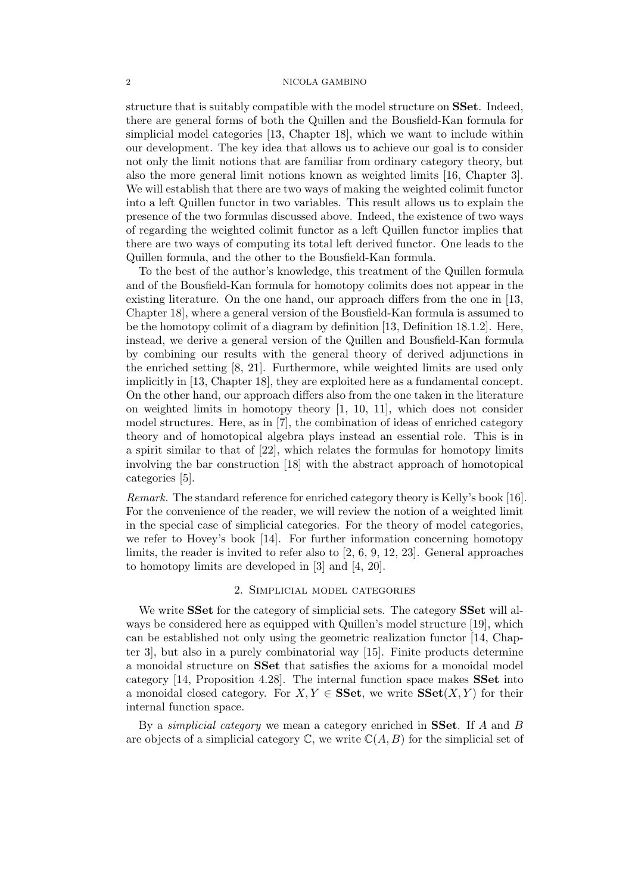structure that is suitably compatible with the model structure on **SSet**. Indeed, there are general forms of both the Quillen and the Bousfield-Kan formula for simplicial model categories [13, Chapter 18], which we want to include within our development. The key idea that allows us to achieve our goal is to consider not only the limit notions that are familiar from ordinary category theory, but also the more general limit notions known as weighted limits [16, Chapter 3]. We will establish that there are two ways of making the weighted colimit functor into a left Quillen functor in two variables. This result allows us to explain the presence of the two formulas discussed above. Indeed, the existence of two ways of regarding the weighted colimit functor as a left Quillen functor implies that there are two ways of computing its total left derived functor. One leads to the Quillen formula, and the other to the Bousfield-Kan formula.

To the best of the author's knowledge, this treatment of the Quillen formula and of the Bousfield-Kan formula for homotopy colimits does not appear in the existing literature. On the one hand, our approach differs from the one in [13, Chapter 18], where a general version of the Bousfield-Kan formula is assumed to be the homotopy colimit of a diagram by definition [13, Definition 18.1.2]. Here, instead, we derive a general version of the Quillen and Bousfield-Kan formula by combining our results with the general theory of derived adjunctions in the enriched setting [8, 21]. Furthermore, while weighted limits are used only implicitly in [13, Chapter 18], they are exploited here as a fundamental concept. On the other hand, our approach differs also from the one taken in the literature on weighted limits in homotopy theory [1, 10, 11], which does not consider model structures. Here, as in [7], the combination of ideas of enriched category theory and of homotopical algebra plays instead an essential role. This is in a spirit similar to that of [22], which relates the formulas for homotopy limits involving the bar construction [18] with the abstract approach of homotopical categories [5].

*Remark.* The standard reference for enriched category theory is Kelly's book [16]. For the convenience of the reader, we will review the notion of a weighted limit in the special case of simplicial categories. For the theory of model categories, we refer to Hovey's book [14]. For further information concerning homotopy limits, the reader is invited to refer also to [2, 6, 9, 12, 23]. General approaches to homotopy limits are developed in [3] and [4, 20].

## 2. Simplicial model categories

We write **SSet** for the category of simplicial sets. The category **SSet** will always be considered here as equipped with Quillen's model structure [19], which can be established not only using the geometric realization functor [14, Chapter 3], but also in a purely combinatorial way [15]. Finite products determine a monoidal structure on **SSet** that satisfies the axioms for a monoidal model category [14, Proposition 4.28]. The internal function space makes **SSet** into a monoidal closed category. For $X, Y \in \mathbf{SSet}$, we write $\mathbf{SSet}(X, Y)$ for their internal function space.

By a *simplicial category* we mean a category enriched in **SSet**. If $A$ and $B$ are objects of a simplicial category $\mathbb{C}$, we write $\mathbb{C}(A, B)$ for the simplicial set of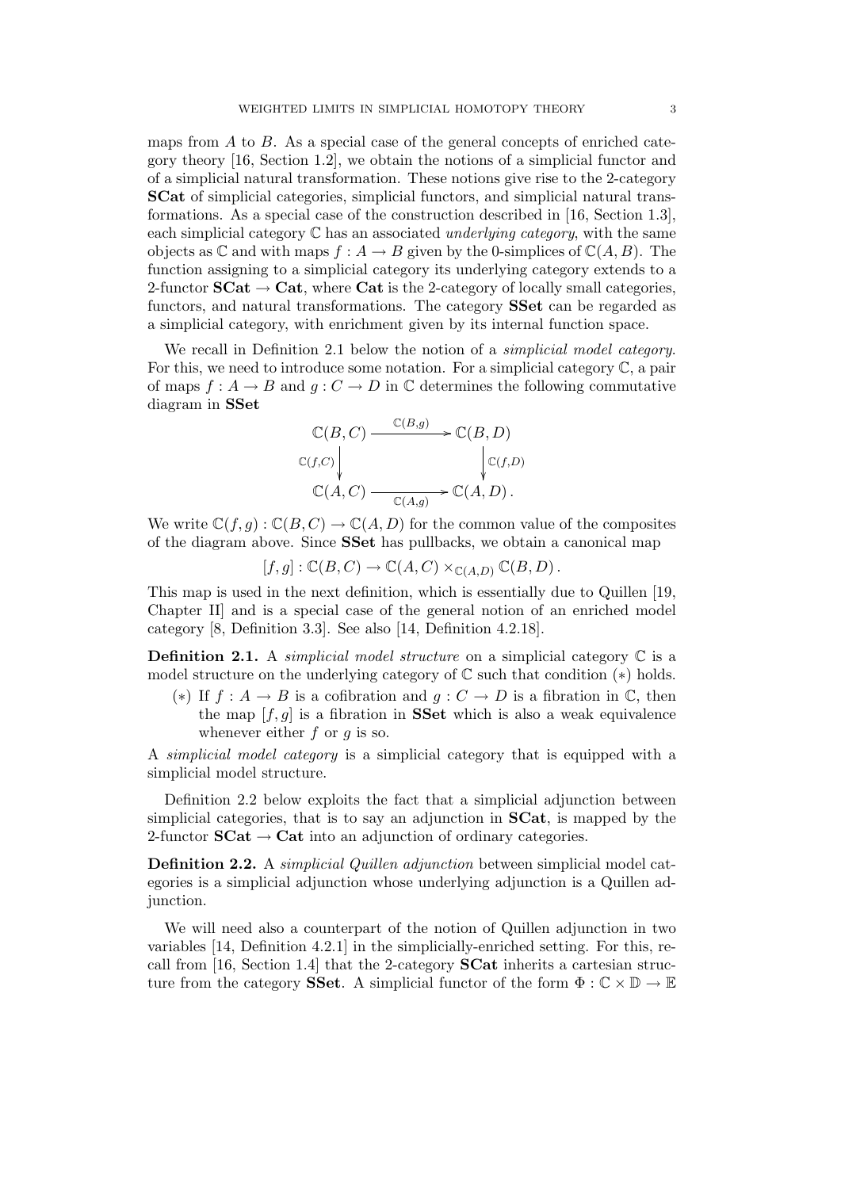maps from $A$ to $B$. As a special case of the general concepts of enriched category theory [16, Section 1.2], we obtain the notions of a simplicial functor and of a simplicial natural transformation. These notions give rise to the 2-category **SCat** of simplicial categories, simplicial functors, and simplicial natural transformations. As a special case of the construction described in [16, Section 1.3], each simplicial category $\mathbb{C}$ has an associated *underlying category*, with the same objects as $\mathbb{C}$ and with maps $f : A \to B$ given by the 0-simplices of $\mathbb{C}(A, B)$. The function assigning to a simplicial category its underlying category extends to a 2-functor $\mathbf{SCat} \to \mathbf{Cat}$, where **Cat** is the 2-category of locally small categories, functors, and natural transformations. The category **SSet** can be regarded as a simplicial category, with enrichment given by its internal function space.

We recall in Definition 2.1 below the notion of a *simplicial model category*. For this, we need to introduce some notation. For a simplicial category $\mathbb{C}$, a pair of maps $f : A \to B$ and $g : C \to D$ in $\mathbb{C}$ determines the following commutative diagram in **SSet**

$$\begin{array}{ccc} \mathbb{C}(B, C) & \xrightarrow{\mathbb{C}(B,g)} & \mathbb{C}(B, D) \\ {\scriptstyle \mathbb{C}(f,C)} \downarrow & & \downarrow {\scriptstyle \mathbb{C}(f,D)} \\ \mathbb{C}(A, C) & \xrightarrow[\mathbb{C}(A,g)]{} & \mathbb{C}(A, D)\,. \end{array}$$

We write $\mathbb{C}(f, g) : \mathbb{C}(B, C) \to \mathbb{C}(A, D)$ for the common value of the composites of the diagram above. Since **SSet** has pullbacks, we obtain a canonical map

$$[f, g] : \mathbb{C}(B, C) \to \mathbb{C}(A, C) \times_{\mathbb{C}(A,D)} \mathbb{C}(B, D)\,.$$

This map is used in the next definition, which is essentially due to Quillen [19, Chapter II] and is a special case of the general notion of an enriched model category [8, Definition 3.3]. See also [14, Definition 4.2.18].

**Definition 2.1.** A *simplicial model structure* on a simplicial category $\mathbb{C}$ is a model structure on the underlying category of $\mathbb{C}$ such that condition $(*)$ holds.

$(*)$ If $f : A \to B$ is a cofibration and $g : C \to D$ is a fibration in $\mathbb{C}$, then the map $[f, g]$ is a fibration in **SSet** which is also a weak equivalence whenever either $f$ or $g$ is so.

A *simplicial model category* is a simplicial category that is equipped with a simplicial model structure.

Definition 2.2 below exploits the fact that a simplicial adjunction between simplicial categories, that is to say an adjunction in **SCat**, is mapped by the 2-functor $\mathbf{SCat} \to \mathbf{Cat}$ into an adjunction of ordinary categories.

**Definition 2.2.** A *simplicial Quillen adjunction* between simplicial model categories is a simplicial adjunction whose underlying adjunction is a Quillen adjunction.

We will need also a counterpart of the notion of Quillen adjunction in two variables [14, Definition 4.2.1] in the simplicially-enriched setting. For this, recall from [16, Section 1.4] that the 2-category **SCat** inherits a cartesian structure from the category **SSet**. A simplicial functor of the form $\Phi : \mathbb{C} \times \mathbb{D} \to \mathbb{E}$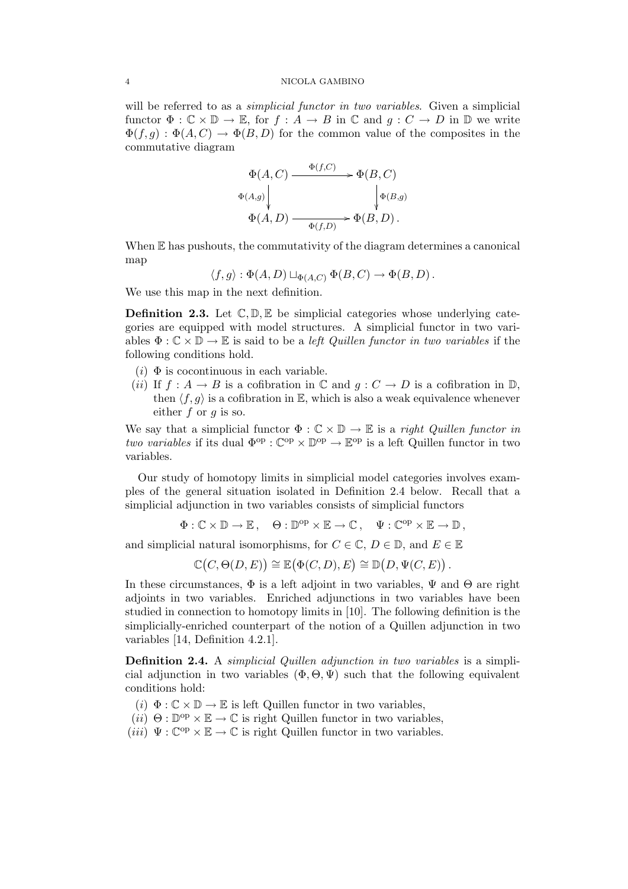will be referred to as a *simplicial functor in two variables*. Given a simplicial functor $\Phi : \mathbb{C} \times \mathbb{D} \to \mathbb{E}$, for $f : A \to B$ in $\mathbb{C}$ and $g : C \to D$ in $\mathbb{D}$ we write $\Phi(f, g) : \Phi(A, C) \to \Phi(B, D)$ for the common value of the composites in the commutative diagram

$$\begin{array}{ccc} \Phi(A,C) & \xrightarrow{\Phi(f,C)} & \Phi(B,C) \\ {\scriptstyle \Phi(A,g)} \downarrow & & \downarrow {\scriptstyle \Phi(B,g)} \\ \Phi(A,D) & \xrightarrow[\Phi(f,D)]{} & \Phi(B,D)\,. \end{array}$$

When $\mathbb{E}$ has pushouts, the commutativity of the diagram determines a canonical map

$$\langle f, g \rangle : \Phi(A, D) \sqcup_{\Phi(A,C)} \Phi(B, C) \to \Phi(B, D)\,.$$

We use this map in the next definition.

**Definition 2.3.** Let $\mathbb{C}, \mathbb{D}, \mathbb{E}$ be simplicial categories whose underlying categories are equipped with model structures. A simplicial functor in two variables $\Phi : \mathbb{C} \times \mathbb{D} \to \mathbb{E}$ is said to be a *left Quillen functor in two variables* if the following conditions hold.

- $(i)$ $\Phi$ is cocontinuous in each variable.
- $(ii)$ If $f : A \to B$ is a cofibration in $\mathbb{C}$ and $g : C \to D$ is a cofibration in $\mathbb{D}$, then $\langle f, g \rangle$ is a cofibration in $\mathbb{E}$, which is also a weak equivalence whenever either $f$ or $g$ is so.

We say that a simplicial functor $\Phi : \mathbb{C} \times \mathbb{D} \to \mathbb{E}$ is a *right Quillen functor in two variables* if its dual $\Phi^{\mathrm{op}} : \mathbb{C}^{\mathrm{op}} \times \mathbb{D}^{\mathrm{op}} \to \mathbb{E}^{\mathrm{op}}$ is a left Quillen functor in two variables.

Our study of homotopy limits in simplicial model categories involves examples of the general situation isolated in Definition 2.4 below. Recall that a simplicial adjunction in two variables consists of simplicial functors

$$\Phi : \mathbb{C} \times \mathbb{D} \to \mathbb{E}\,, \quad \Theta : \mathbb{D}^{\mathrm{op}} \times \mathbb{E} \to \mathbb{C}\,, \quad \Psi : \mathbb{C}^{\mathrm{op}} \times \mathbb{E} \to \mathbb{D}\,,$$

and simplicial natural isomorphisms, for $C \in \mathbb{C}$, $D \in \mathbb{D}$, and $E \in \mathbb{E}$

$$\mathbb{C}\big(C, \Theta(D, E)\big) \cong \mathbb{E}\big(\Phi(C, D), E\big) \cong \mathbb{D}\big(D, \Psi(C, E)\big)\,.$$

In these circumstances, $\Phi$ is a left adjoint in two variables, $\Psi$ and $\Theta$ are right adjoints in two variables. Enriched adjunctions in two variables have been studied in connection to homotopy limits in [10]. The following definition is the simplicially-enriched counterpart of the notion of a Quillen adjunction in two variables [14, Definition 4.2.1].

**Definition 2.4.** A *simplicial Quillen adjunction in two variables* is a simplicial adjunction in two variables $(\Phi, \Theta, \Psi)$ such that the following equivalent conditions hold:

- $(i)$ $\Phi : \mathbb{C} \times \mathbb{D} \to \mathbb{E}$ is left Quillen functor in two variables,
- $(ii)$ $\Theta : \mathbb{D}^{\mathrm{op}} \times \mathbb{E} \to \mathbb{C}$ is right Quillen functor in two variables,
- $(iii)$ $\Psi : \mathbb{C}^{\mathrm{op}} \times \mathbb{E} \to \mathbb{C}$ is right Quillen functor in two variables.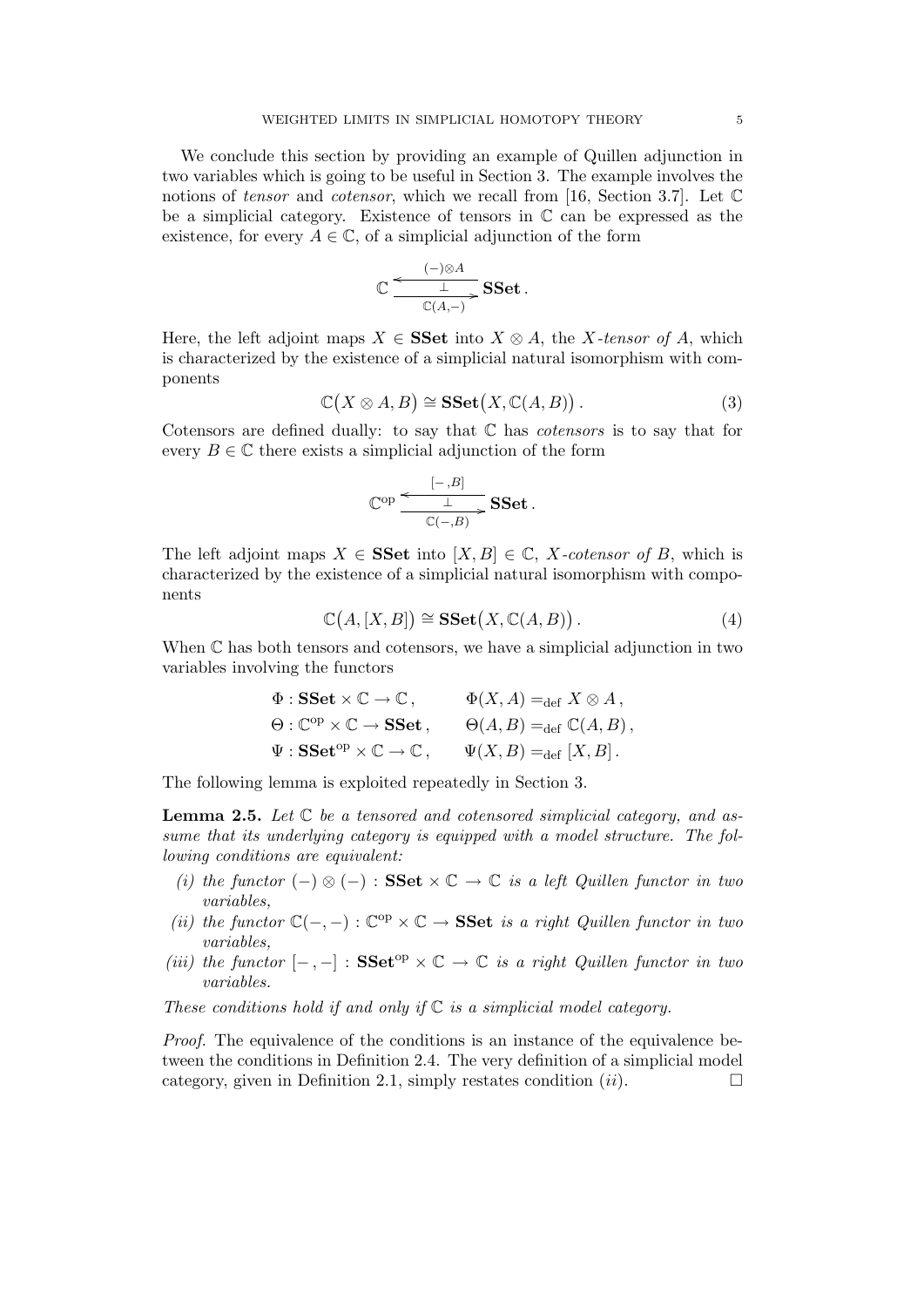We conclude this section by providing an example of Quillen adjunction in two variables which is going to be useful in Section 3. The example involves the notions of *tensor* and *cotensor*, which we recall from [16, Section 3.7]. Let $\mathbb{C}$ be a simplicial category. Existence of tensors in $\mathbb{C}$ can be expressed as the existence, for every $A \in \mathbb{C}$, of a simplicial adjunction of the form

$$\mathbb{C} \underset{\mathbb{C}(A,-)}{\overset{(-)\otimes A}{\underset{\bot}{\leftrightarrows}}} \mathbf{SSet}\,.$$

Here, the left adjoint maps $X \in \mathbf{SSet}$ into $X \otimes A$, the *$X$-tensor of $A$*, which is characterized by the existence of a simplicial natural isomorphism with components

$$\mathbb{C}\big(X \otimes A, B\big) \cong \mathbf{SSet}\big(X, \mathbb{C}(A, B)\big)\,. \tag{3}$$

Cotensors are defined dually: to say that $\mathbb{C}$ has *cotensors* is to say that for every $B \in \mathbb{C}$ there exists a simplicial adjunction of the form

$$\mathbb{C}^{\mathrm{op}} \underset{\mathbb{C}(-,B)}{\overset{[-\,,B]}{\underset{\bot}{\leftrightarrows}}} \mathbf{SSet}\,.$$

The left adjoint maps $X \in \mathbf{SSet}$ into $[X, B] \in \mathbb{C}$, *$X$-cotensor of $B$*, which is characterized by the existence of a simplicial natural isomorphism with components

$$\mathbb{C}\big(A, [X, B]\big) \cong \mathbf{SSet}\big(X, \mathbb{C}(A, B)\big)\,. \tag{4}$$

When $\mathbb{C}$ has both tensors and cotensors, we have a simplicial adjunction in two variables involving the functors

$$\begin{aligned}
&\Phi : \mathbf{SSet} \times \mathbb{C} \to \mathbb{C}\,, &\qquad &\Phi(X, A) =_{\mathrm{def}} X \otimes A\,,\\
&\Theta : \mathbb{C}^{\mathrm{op}} \times \mathbb{C} \to \mathbf{SSet}\,, &\qquad &\Theta(A, B) =_{\mathrm{def}} \mathbb{C}(A, B)\,,\\
&\Psi : \mathbf{SSet}^{\mathrm{op}} \times \mathbb{C} \to \mathbb{C}\,, &\qquad &\Psi(X, B) =_{\mathrm{def}} [X, B]\,.
\end{aligned}$$

The following lemma is exploited repeatedly in Section 3.

**Lemma 2.5.** *Let $\mathbb{C}$ be a tensored and cotensored simplicial category, and assume that its underlying category is equipped with a model structure. The following conditions are equivalent:*

*(i) the functor $(-) \otimes (-) : \mathbf{SSet} \times \mathbb{C} \to \mathbb{C}$ is a left Quillen functor in two variables,*

*(ii) the functor $\mathbb{C}(-,-) : \mathbb{C}^{\mathrm{op}} \times \mathbb{C} \to \mathbf{SSet}$ is a right Quillen functor in two variables,*

*(iii) the functor $[-\,,-] : \mathbf{SSet}^{\mathrm{op}} \times \mathbb{C} \to \mathbb{C}$ is a right Quillen functor in two variables.*

*These conditions hold if and only if $\mathbb{C}$ is a simplicial model category.*

*Proof.* The equivalence of the conditions is an instance of the equivalence between the conditions in Definition 2.4. The very definition of a simplicial model category, given in Definition 2.1, simply restates condition $(ii)$. $\square$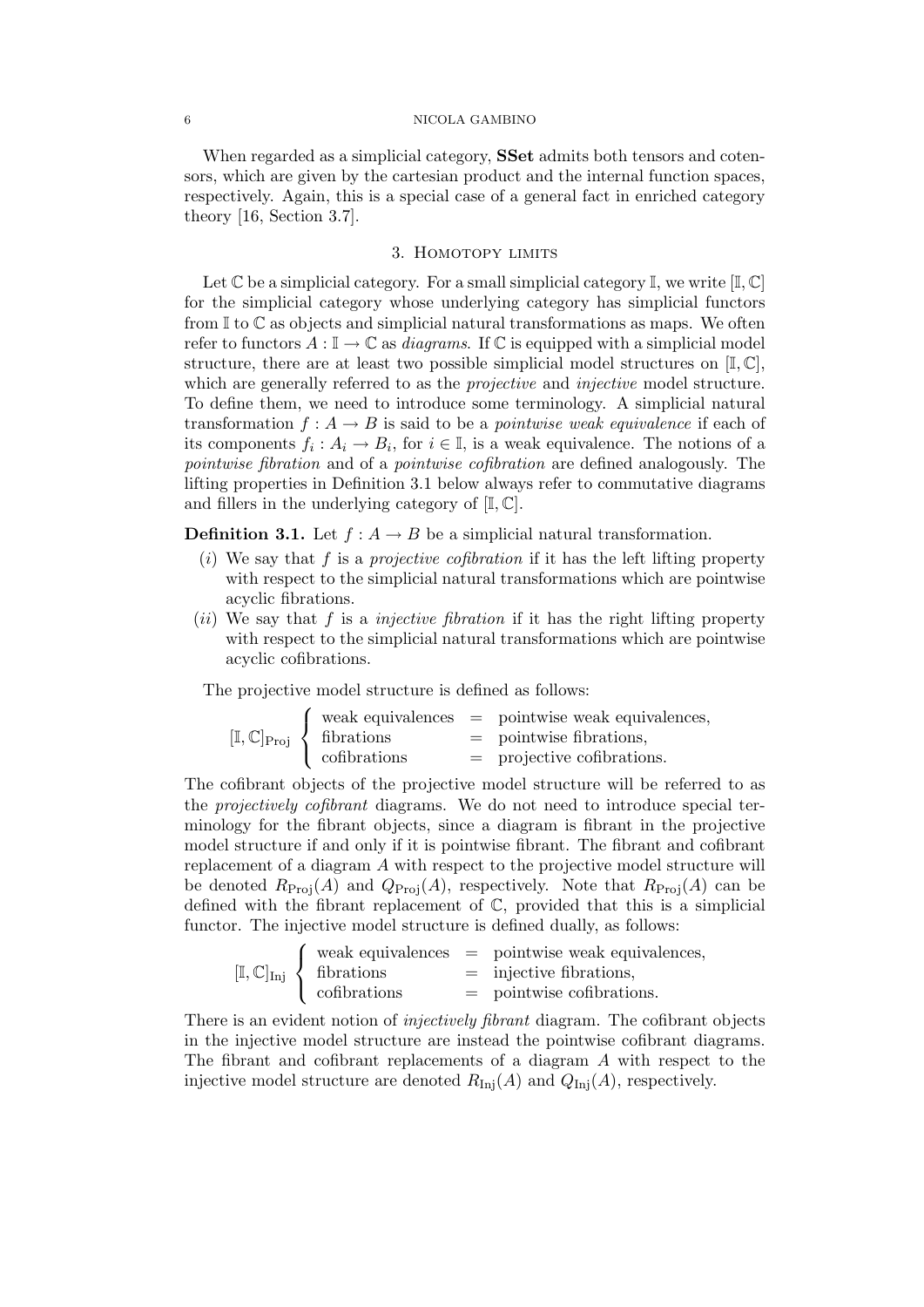When regarded as a simplicial category, **SSet** admits both tensors and cotensors, which are given by the cartesian product and the internal function spaces, respectively. Again, this is a special case of a general fact in enriched category theory [16, Section 3.7].

## 3. Homotopy limits

Let $\mathbb{C}$ be a simplicial category. For a small simplicial category $\mathbb{I}$, we write $[\mathbb{I}, \mathbb{C}]$ for the simplicial category whose underlying category has simplicial functors from $\mathbb{I}$ to $\mathbb{C}$ as objects and simplicial natural transformations as maps. We often refer to functors $A : \mathbb{I} \to \mathbb{C}$ as *diagrams*. If $\mathbb{C}$ is equipped with a simplicial model structure, there are at least two possible simplicial model structures on $[\mathbb{I}, \mathbb{C}]$, which are generally referred to as the *projective* and *injective* model structure. To define them, we need to introduce some terminology. A simplicial natural transformation $f : A \to B$ is said to be a *pointwise weak equivalence* if each of its components $f_i : A_i \to B_i$, for $i \in \mathbb{I}$, is a weak equivalence. The notions of a *pointwise fibration* and of a *pointwise cofibration* are defined analogously. The lifting properties in Definition 3.1 below always refer to commutative diagrams and fillers in the underlying category of $[\mathbb{I}, \mathbb{C}]$.

**Definition 3.1.** Let $f : A \to B$ be a simplicial natural transformation.

- $(i)$ We say that $f$ is a *projective cofibration* if it has the left lifting property with respect to the simplicial natural transformations which are pointwise acyclic fibrations.
- $(ii)$ We say that $f$ is a *injective fibration* if it has the right lifting property with respect to the simplicial natural transformations which are pointwise acyclic cofibrations.

The projective model structure is defined as follows:

$$[\mathbb{I}, \mathbb{C}]_{\mathrm{Proj}} \begin{cases} \text{weak equivalences} & = \text{ pointwise weak equivalences,} \\ \text{fibrations} & = \text{ pointwise fibrations,} \\ \text{cofibrations} & = \text{ projective cofibrations.} \end{cases}$$

The cofibrant objects of the projective model structure will be referred to as the *projectively cofibrant* diagrams. We do not need to introduce special terminology for the fibrant objects, since a diagram is fibrant in the projective model structure if and only if it is pointwise fibrant. The fibrant and cofibrant replacement of a diagram $A$ with respect to the projective model structure will be denoted $R_{\mathrm{Proj}}(A)$ and $Q_{\mathrm{Proj}}(A)$, respectively. Note that $R_{\mathrm{Proj}}(A)$ can be defined with the fibrant replacement of $\mathbb{C}$, provided that this is a simplicial functor. The injective model structure is defined dually, as follows:

$$[\mathbb{I}, \mathbb{C}]_{\mathrm{Inj}} \begin{cases} \text{weak equivalences} & = \text{ pointwise weak equivalences,} \\ \text{fibrations} & = \text{ injective fibrations,} \\ \text{cofibrations} & = \text{ pointwise cofibrations.} \end{cases}$$

There is an evident notion of *injectively fibrant* diagram. The cofibrant objects in the injective model structure are instead the pointwise cofibrant diagrams. The fibrant and cofibrant replacements of a diagram $A$ with respect to the injective model structure are denoted $R_{\mathrm{Inj}}(A)$ and $Q_{\mathrm{Inj}}(A)$, respectively.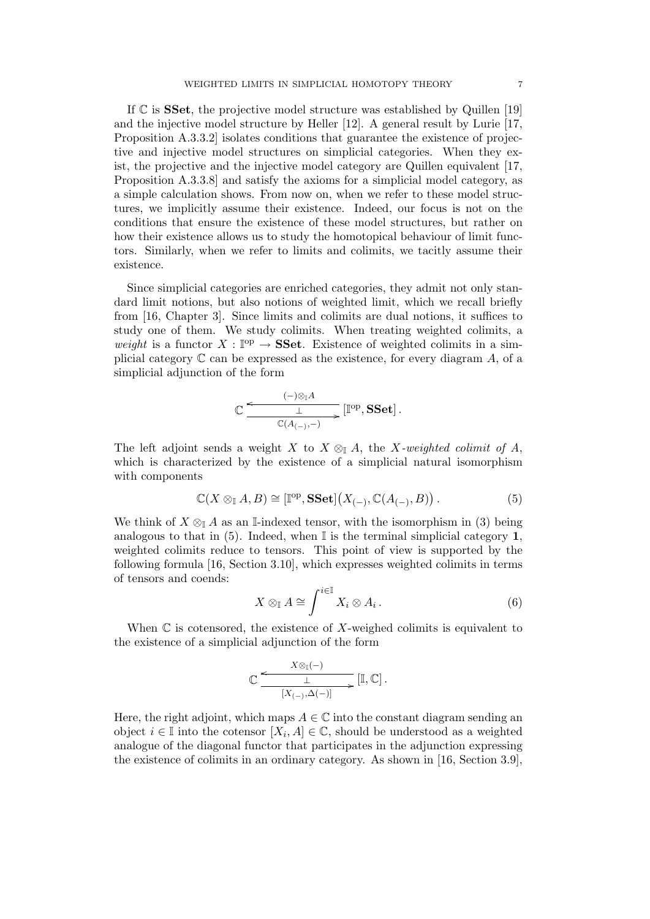If $\mathbb{C}$ is **SSet**, the projective model structure was established by Quillen [19] and the injective model structure by Heller [12]. A general result by Lurie [17, Proposition A.3.3.2] isolates conditions that guarantee the existence of projective and injective model structures on simplicial categories. When they exist, the projective and the injective model category are Quillen equivalent [17, Proposition A.3.3.8] and satisfy the axioms for a simplicial model category, as a simple calculation shows. From now on, when we refer to these model structures, we implicitly assume their existence. Indeed, our focus is not on the conditions that ensure the existence of these model structures, but rather on how their existence allows us to study the homotopical behaviour of limit functors. Similarly, when we refer to limits and colimits, we tacitly assume their existence.

Since simplicial categories are enriched categories, they admit not only standard limit notions, but also notions of weighted limit, which we recall briefly from [16, Chapter 3]. Since limits and colimits are dual notions, it suffices to study one of them. We study colimits. When treating weighted colimits, a *weight* is a functor $X : \mathbb{I}^{\text{op}} \to \mathbf{SSet}$. Existence of weighted colimits in a simplicial category $\mathbb{C}$ can be expressed as the existence, for every diagram $A$, of a simplicial adjunction of the form

$$\mathbb{C} \underset{\mathbb{C}(A_{(-)},-)}{\overset{(-)\otimes_{\mathbb{I}} A}{\underset{\perp}{\leftrightarrows}}} [\mathbb{I}^{\text{op}}, \mathbf{SSet}] \,.$$

The left adjoint sends a weight $X$ to $X \otimes_{\mathbb{I}} A$, the *$X$-weighted colimit of $A$*, which is characterized by the existence of a simplicial natural isomorphism with components

$$\mathbb{C}(X \otimes_{\mathbb{I}} A, B) \cong [\mathbb{I}^{\text{op}}, \mathbf{SSet}]\big(X_{(-)}, \mathbb{C}(A_{(-)}, B)\big) \,. \tag{5}$$

We think of $X \otimes_{\mathbb{I}} A$ as an $\mathbb{I}$-indexed tensor, with the isomorphism in (3) being analogous to that in (5). Indeed, when $\mathbb{I}$ is the terminal simplicial category $\mathbf{1}$, weighted colimits reduce to tensors. This point of view is supported by the following formula [16, Section 3.10], which expresses weighted colimits in terms of tensors and coends:

$$X \otimes_{\mathbb{I}} A \cong \int^{i \in \mathbb{I}} X_i \otimes A_i \,. \tag{6}$$

When $\mathbb{C}$ is cotensored, the existence of $X$-weighed colimits is equivalent to the existence of a simplicial adjunction of the form

$$\mathbb{C} \underset{[X_{(-)},\Delta(-)]}{\overset{X\otimes_{\mathbb{I}}(-)}{\underset{\perp}{\leftrightarrows}}} [\mathbb{I}, \mathbb{C}] \,.$$

Here, the right adjoint, which maps $A \in \mathbb{C}$ into the constant diagram sending an object $i \in \mathbb{I}$ into the cotensor $[X_i, A] \in \mathbb{C}$, should be understood as a weighted analogue of the diagonal functor that participates in the adjunction expressing the existence of colimits in an ordinary category. As shown in [16, Section 3.9],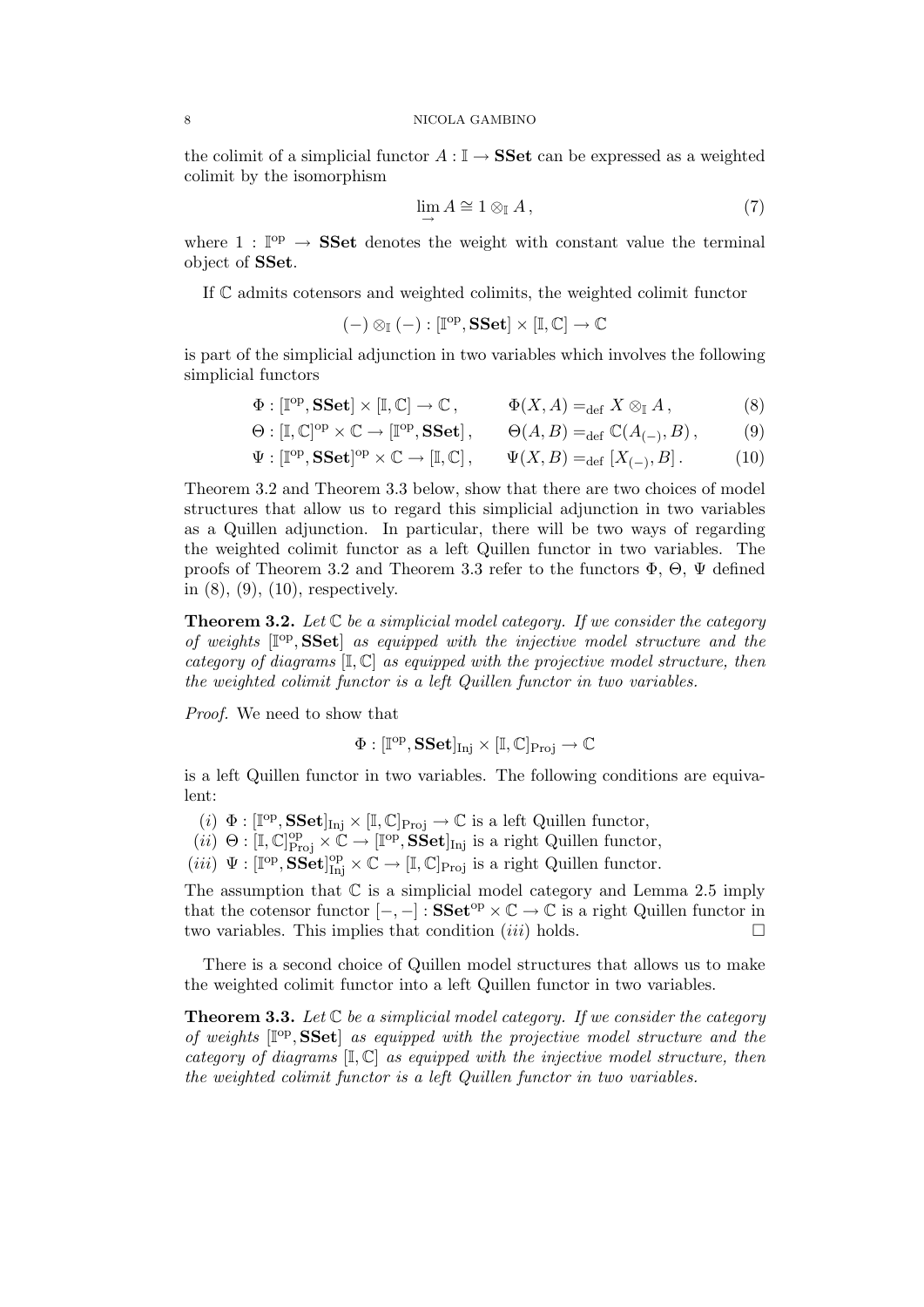the colimit of a simplicial functor $A : \mathbb{I} \to \mathbf{SSet}$ can be expressed as a weighted colimit by the isomorphism

$$\varinjlim A \cong 1 \otimes_{\mathbb{I}} A\,, \tag{7}$$

where $1 : \mathbb{I}^{\mathrm{op}} \to \mathbf{SSet}$ denotes the weight with constant value the terminal object of $\mathbf{SSet}$.

If $\mathbb{C}$ admits cotensors and weighted colimits, the weighted colimit functor

$$(-) \otimes_{\mathbb{I}} (-) : [\mathbb{I}^{\mathrm{op}}, \mathbf{SSet}] \times [\mathbb{I}, \mathbb{C}] \to \mathbb{C}$$

is part of the simplicial adjunction in two variables which involves the following simplicial functors

$$\Phi : [\mathbb{I}^{\mathrm{op}}, \mathbf{SSet}] \times [\mathbb{I}, \mathbb{C}] \to \mathbb{C}\,, \qquad \Phi(X, A) =_{\mathrm{def}} X \otimes_{\mathbb{I}} A\,, \tag{8}$$

$$\Theta : [\mathbb{I}, \mathbb{C}]^{\mathrm{op}} \times \mathbb{C} \to [\mathbb{I}^{\mathrm{op}}, \mathbf{SSet}]\,, \qquad \Theta(A, B) =_{\mathrm{def}} \mathbb{C}(A_{(-)}, B)\,, \tag{9}$$

$$\Psi : [\mathbb{I}^{\mathrm{op}}, \mathbf{SSet}]^{\mathrm{op}} \times \mathbb{C} \to [\mathbb{I}, \mathbb{C}]\,, \qquad \Psi(X, B) =_{\mathrm{def}} [X_{(-)}, B]\,. \tag{10}$$

Theorem 3.2 and Theorem 3.3 below, show that there are two choices of model structures that allow us to regard this simplicial adjunction in two variables as a Quillen adjunction. In particular, there will be two ways of regarding the weighted colimit functor as a left Quillen functor in two variables. The proofs of Theorem 3.2 and Theorem 3.3 refer to the functors $\Phi$, $\Theta$, $\Psi$ defined in (8), (9), (10), respectively.

**Theorem 3.2.** *Let $\mathbb{C}$ be a simplicial model category. If we consider the category of weights $[\mathbb{I}^{\mathrm{op}}, \mathbf{SSet}]$ as equipped with the injective model structure and the category of diagrams $[\mathbb{I}, \mathbb{C}]$ as equipped with the projective model structure, then the weighted colimit functor is a left Quillen functor in two variables.*

*Proof.* We need to show that

$$\Phi : [\mathbb{I}^{\mathrm{op}}, \mathbf{SSet}]_{\mathrm{Inj}} \times [\mathbb{I}, \mathbb{C}]_{\mathrm{Proj}} \to \mathbb{C}$$

is a left Quillen functor in two variables. The following conditions are equivalent:

$(i)$ $\Phi : [\mathbb{I}^{\mathrm{op}}, \mathbf{SSet}]_{\mathrm{Inj}} \times [\mathbb{I}, \mathbb{C}]_{\mathrm{Proj}} \to \mathbb{C}$ is a left Quillen functor,

$(ii)$ $\Theta : [\mathbb{I}, \mathbb{C}]^{\mathrm{op}}_{\mathrm{Proj}} \times \mathbb{C} \to [\mathbb{I}^{\mathrm{op}}, \mathbf{SSet}]_{\mathrm{Inj}}$ is a right Quillen functor,

$(iii)$ $\Psi : [\mathbb{I}^{\mathrm{op}}, \mathbf{SSet}]^{\mathrm{op}}_{\mathrm{Inj}} \times \mathbb{C} \to [\mathbb{I}, \mathbb{C}]_{\mathrm{Proj}}$ is a right Quillen functor.

The assumption that $\mathbb{C}$ is a simplicial model category and Lemma 2.5 imply that the cotensor functor $[-,-] : \mathbf{SSet}^{\mathrm{op}} \times \mathbb{C} \to \mathbb{C}$ is a right Quillen functor in two variables. This implies that condition $(iii)$ holds. $\square$

There is a second choice of Quillen model structures that allows us to make the weighted colimit functor into a left Quillen functor in two variables.

**Theorem 3.3.** *Let $\mathbb{C}$ be a simplicial model category. If we consider the category of weights $[\mathbb{I}^{\mathrm{op}}, \mathbf{SSet}]$ as equipped with the projective model structure and the category of diagrams $[\mathbb{I}, \mathbb{C}]$ as equipped with the injective model structure, then the weighted colimit functor is a left Quillen functor in two variables.*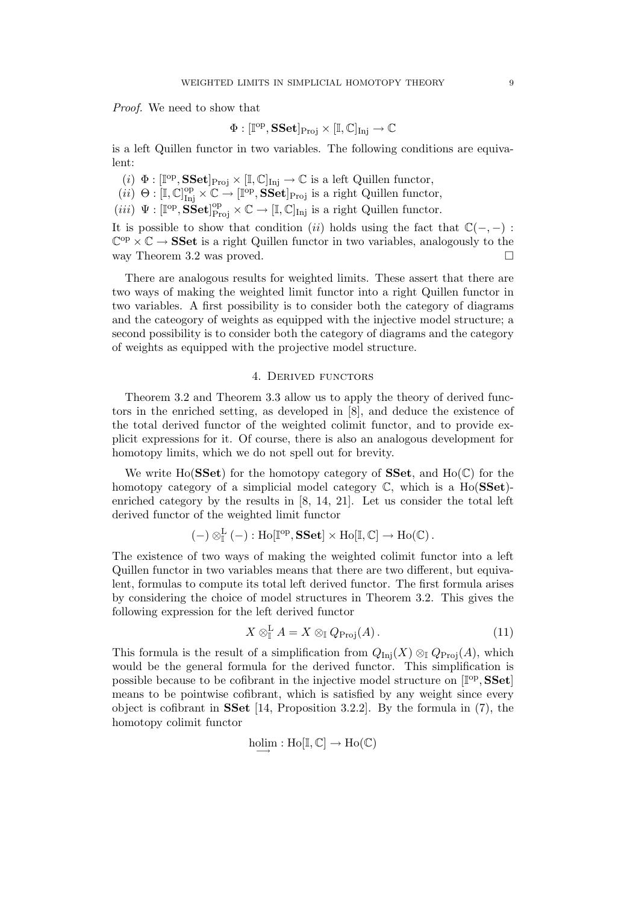*Proof.* We need to show that

$$\Phi : [\mathbb{I}^{\mathrm{op}}, \mathbf{SSet}]_{\mathrm{Proj}} \times [\mathbb{I}, \mathbb{C}]_{\mathrm{Inj}} \to \mathbb{C}$$

is a left Quillen functor in two variables. The following conditions are equivalent:

(*i*) $\Phi : [\mathbb{I}^{\mathrm{op}}, \mathbf{SSet}]_{\mathrm{Proj}} \times [\mathbb{I}, \mathbb{C}]_{\mathrm{Inj}} \to \mathbb{C}$ is a left Quillen functor,

(*ii*) $\Theta : [\mathbb{I}, \mathbb{C}]_{\mathrm{Inj}}^{\mathrm{op}} \times \mathbb{C} \to [\mathbb{I}^{\mathrm{op}}, \mathbf{SSet}]_{\mathrm{Proj}}$ is a right Quillen functor,

(*iii*) $\Psi : [\mathbb{I}^{\mathrm{op}}, \mathbf{SSet}]_{\mathrm{Proj}}^{\mathrm{op}} \times \mathbb{C} \to [\mathbb{I}, \mathbb{C}]_{\mathrm{Inj}}$ is a right Quillen functor.

It is possible to show that condition (*ii*) holds using the fact that $\mathbb{C}(-,-) : \mathbb{C}^{\mathrm{op}} \times \mathbb{C} \to \mathbf{SSet}$ is a right Quillen functor in two variables, analogously to the way Theorem 3.2 was proved. □

There are analogous results for weighted limits. These assert that there are two ways of making the weighted limit functor into a right Quillen functor in two variables. A first possibility is to consider both the category of diagrams and the cateogory of weights as equipped with the injective model structure; a second possibility is to consider both the category of diagrams and the category of weights as equipped with the projective model structure.

## 4. Derived functors

Theorem 3.2 and Theorem 3.3 allow us to apply the theory of derived functors in the enriched setting, as developed in [8], and deduce the existence of the total derived functor of the weighted colimit functor, and to provide explicit expressions for it. Of course, there is also an analogous development for homotopy limits, which we do not spell out for brevity.

We write $\mathrm{Ho}(\mathbf{SSet})$ for the homotopy category of $\mathbf{SSet}$, and $\mathrm{Ho}(\mathbb{C})$ for the homotopy category of a simplicial model category $\mathbb{C}$, which is a $\mathrm{Ho}(\mathbf{SSet})$-enriched category by the results in [8, 14, 21]. Let us consider the total left derived functor of the weighted limit functor

$$(-) \otimes_{\mathbb{I}}^{\mathrm{L}} (-) : \mathrm{Ho}[\mathbb{I}^{\mathrm{op}}, \mathbf{SSet}] \times \mathrm{Ho}[\mathbb{I}, \mathbb{C}] \to \mathrm{Ho}(\mathbb{C})\,.$$

The existence of two ways of making the weighted colimit functor into a left Quillen functor in two variables means that there are two different, but equivalent, formulas to compute its total left derived functor. The first formula arises by considering the choice of model structures in Theorem 3.2. This gives the following expression for the left derived functor

$$X \otimes_{\mathbb{I}}^{\mathrm{L}} A = X \otimes_{\mathbb{I}} Q_{\mathrm{Proj}}(A)\,. \tag{11}$$

This formula is the result of a simplification from $Q_{\mathrm{Inj}}(X) \otimes_{\mathbb{I}} Q_{\mathrm{Proj}}(A)$, which would be the general formula for the derived functor. This simplification is possible because to be cofibrant in the injective model structure on $[\mathbb{I}^{\mathrm{op}}, \mathbf{SSet}]$ means to be pointwise cofibrant, which is satisfied by any weight since every object is cofibrant in $\mathbf{SSet}$ [14, Proposition 3.2.2]. By the formula in (7), the homotopy colimit functor

$$\underrightarrow{\mathrm{holim}} : \mathrm{Ho}[\mathbb{I}, \mathbb{C}] \to \mathrm{Ho}(\mathbb{C})$$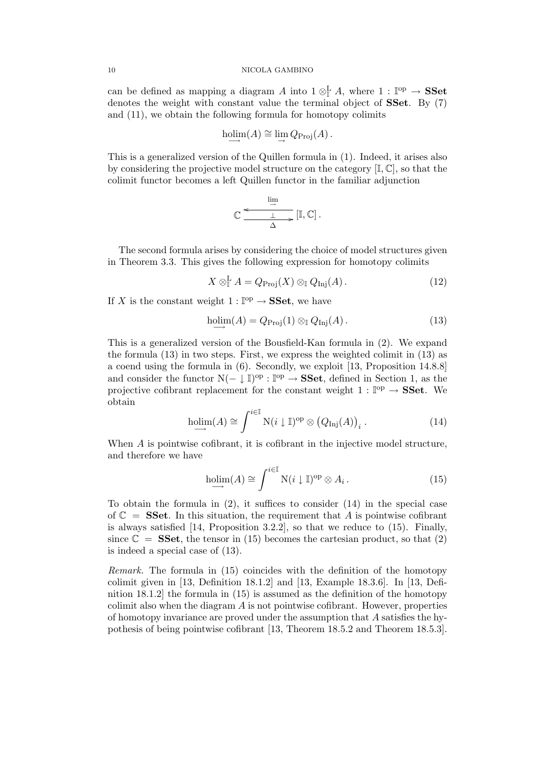can be defined as mapping a diagram $A$ into $1 \otimes^{\mathrm{L}}_{\mathbb{I}} A$, where $1 : \mathbb{I}^{\mathrm{op}} \to \mathbf{SSet}$ denotes the weight with constant value the terminal object of $\mathbf{SSet}$. By (7) and (11), we obtain the following formula for homotopy colimits

$$\underrightarrow{\mathrm{holim}}(A) \cong \underrightarrow{\lim}\, Q_{\mathrm{Proj}}(A)\,.$$

This is a generalized version of the Quillen formula in (1). Indeed, it arises also by considering the projective model structure on the category $[\mathbb{I}, \mathbb{C}]$, so that the colimit functor becomes a left Quillen functor in the familiar adjunction

$$\mathbb{C} \underset{\Delta}{\overset{\underrightarrow{\lim}}{\underset{\perp}{\leftrightarrows}}} [\mathbb{I}, \mathbb{C}]\,.$$

The second formula arises by considering the choice of model structures given in Theorem 3.3. This gives the following expression for homotopy colimits

$$X \otimes^{\mathrm{L}}_{\mathbb{I}} A = Q_{\mathrm{Proj}}(X) \otimes_{\mathbb{I}} Q_{\mathrm{Inj}}(A)\,. \tag{12}$$

If $X$ is the constant weight $1 : \mathbb{I}^{\mathrm{op}} \to \mathbf{SSet}$, we have

$$\underrightarrow{\mathrm{holim}}(A) = Q_{\mathrm{Proj}}(1) \otimes_{\mathbb{I}} Q_{\mathrm{Inj}}(A)\,. \tag{13}$$

This is a generalized version of the Bousfield-Kan formula in (2). We expand the formula (13) in two steps. First, we express the weighted colimit in (13) as a coend using the formula in (6). Secondly, we exploit [13, Proposition 14.8.8] and consider the functor $\mathrm{N}(- \downarrow \mathbb{I})^{\mathrm{op}} : \mathbb{I}^{\mathrm{op}} \to \mathbf{SSet}$, defined in Section 1, as the projective cofibrant replacement for the constant weight $1 : \mathbb{I}^{\mathrm{op}} \to \mathbf{SSet}$. We obtain

$$\underrightarrow{\mathrm{holim}}(A) \cong \int^{i \in \mathbb{I}} \mathrm{N}(i \downarrow \mathbb{I})^{\mathrm{op}} \otimes \big(Q_{\mathrm{Inj}}(A)\big)_i\,. \tag{14}$$

When $A$ is pointwise cofibrant, it is cofibrant in the injective model structure, and therefore we have

$$\underrightarrow{\mathrm{holim}}(A) \cong \int^{i \in \mathbb{I}} \mathrm{N}(i \downarrow \mathbb{I})^{\mathrm{op}} \otimes A_i\,. \tag{15}$$

To obtain the formula in (2), it suffices to consider (14) in the special case of $\mathbb{C} = \mathbf{SSet}$. In this situation, the requirement that $A$ is pointwise cofibrant is always satisfied [14, Proposition 3.2.2], so that we reduce to (15). Finally, since $\mathbb{C} = \mathbf{SSet}$, the tensor in (15) becomes the cartesian product, so that (2) is indeed a special case of (13).

*Remark.* The formula in (15) coincides with the definition of the homotopy colimit given in [13, Definition 18.1.2] and [13, Example 18.3.6]. In [13, Definition 18.1.2] the formula in (15) is assumed as the definition of the homotopy colimit also when the diagram $A$ is not pointwise cofibrant. However, properties of homotopy invariance are proved under the assumption that $A$ satisfies the hypothesis of being pointwise cofibrant [13, Theorem 18.5.2 and Theorem 18.5.3].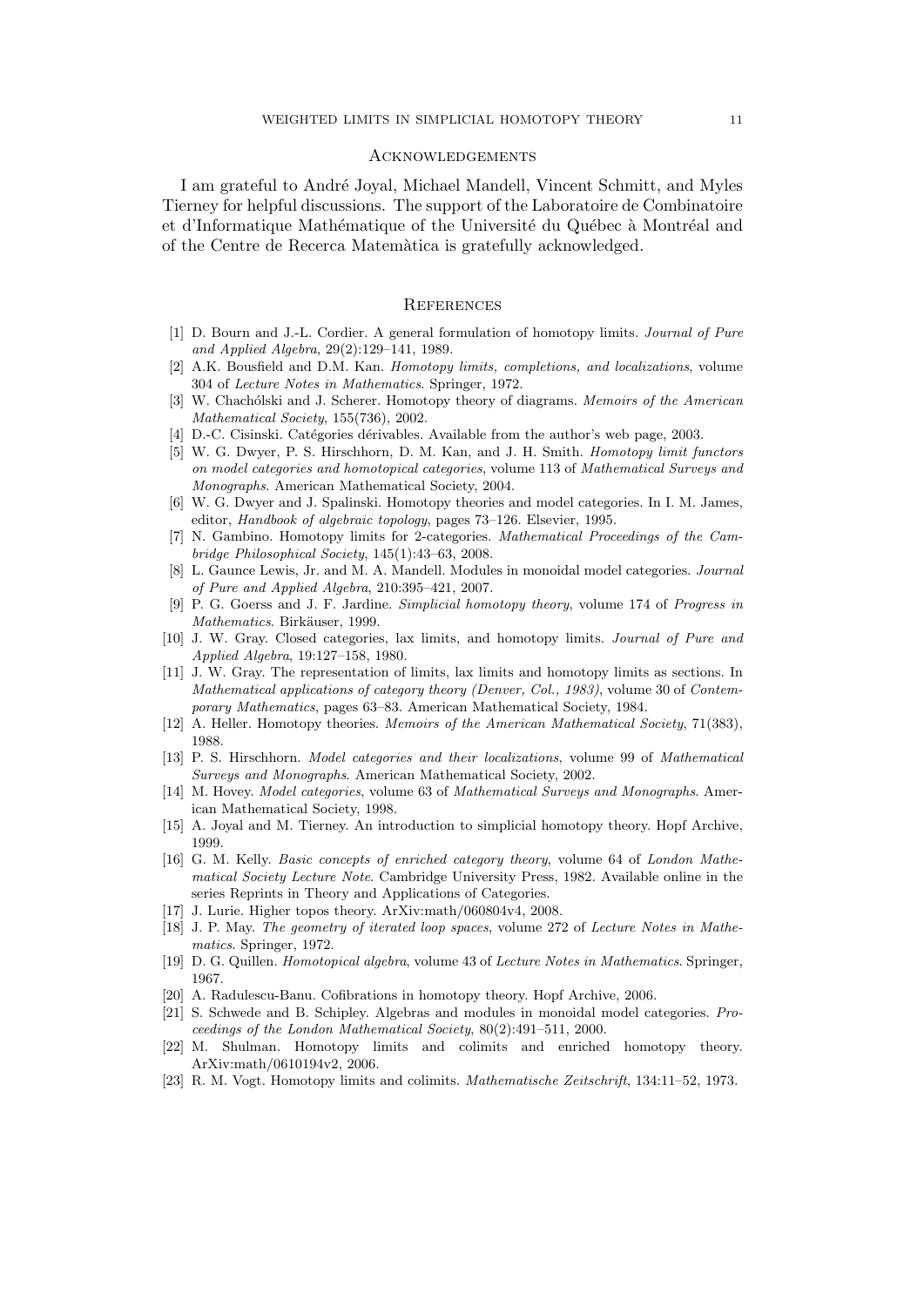## Acknowledgements

I am grateful to André Joyal, Michael Mandell, Vincent Schmitt, and Myles Tierney for helpful discussions. The support of the Laboratoire de Combinatoire et d'Informatique Mathématique of the Université du Québec à Montréal and of the Centre de Recerca Matemàtica is gratefully acknowledged.

## References

[1] D. Bourn and J.-L. Cordier. A general formulation of homotopy limits. *Journal of Pure and Applied Algebra*, 29(2):129–141, 1989.

[2] A.K. Bousfield and D.M. Kan. *Homotopy limits, completions, and localizations*, volume 304 of *Lecture Notes in Mathematics*. Springer, 1972.

[3] W. Chachólski and J. Scherer. Homotopy theory of diagrams. *Memoirs of the American Mathematical Society*, 155(736), 2002.

[4] D.-C. Cisinski. Catégories dérivables. Available from the author's web page, 2003.

[5] W. G. Dwyer, P. S. Hirschhorn, D. M. Kan, and J. H. Smith. *Homotopy limit functors on model categories and homotopical categories*, volume 113 of *Mathematical Surveys and Monographs*. American Mathematical Society, 2004.

[6] W. G. Dwyer and J. Spalinski. Homotopy theories and model categories. In I. M. James, editor, *Handbook of algebraic topology*, pages 73–126. Elsevier, 1995.

[7] N. Gambino. Homotopy limits for 2-categories. *Mathematical Proceedings of the Cambridge Philosophical Society*, 145(1):43–63, 2008.

[8] L. Gaunce Lewis, Jr. and M. A. Mandell. Modules in monoidal model categories. *Journal of Pure and Applied Algebra*, 210:395–421, 2007.

[9] P. G. Goerss and J. F. Jardine. *Simplicial homotopy theory*, volume 174 of *Progress in Mathematics*. Birkäuser, 1999.

[10] J. W. Gray. Closed categories, lax limits, and homotopy limits. *Journal of Pure and Applied Algebra*, 19:127–158, 1980.

[11] J. W. Gray. The representation of limits, lax limits and homotopy limits as sections. In *Mathematical applications of category theory (Denver, Col., 1983)*, volume 30 of *Contemporary Mathematics*, pages 63–83. American Mathematical Society, 1984.

[12] A. Heller. Homotopy theories. *Memoirs of the American Mathematical Society*, 71(383), 1988.

[13] P. S. Hirschhorn. *Model categories and their localizations*, volume 99 of *Mathematical Surveys and Monographs*. American Mathematical Society, 2002.

[14] M. Hovey. *Model categories*, volume 63 of *Mathematical Surveys and Monographs*. American Mathematical Society, 1998.

[15] A. Joyal and M. Tierney. An introduction to simplicial homotopy theory. Hopf Archive, 1999.

[16] G. M. Kelly. *Basic concepts of enriched category theory*, volume 64 of *London Mathematical Society Lecture Note*. Cambridge University Press, 1982. Available online in the series Reprints in Theory and Applications of Categories.

[17] J. Lurie. Higher topos theory. ArXiv:math/060804v4, 2008.

[18] J. P. May. *The geometry of iterated loop spaces*, volume 272 of *Lecture Notes in Mathematics*. Springer, 1972.

[19] D. G. Quillen. *Homotopical algebra*, volume 43 of *Lecture Notes in Mathematics*. Springer, 1967.

[20] A. Radulescu-Banu. Cofibrations in homotopy theory. Hopf Archive, 2006.

[21] S. Schwede and B. Schipley. Algebras and modules in monoidal model categories. *Proceedings of the London Mathematical Society*, 80(2):491–511, 2000.

[22] M. Shulman. Homotopy limits and colimits and enriched homotopy theory. ArXiv:math/0610194v2, 2006.

[23] R. M. Vogt. Homotopy limits and colimits. *Mathematische Zeitschrift*, 134:11–52, 1973.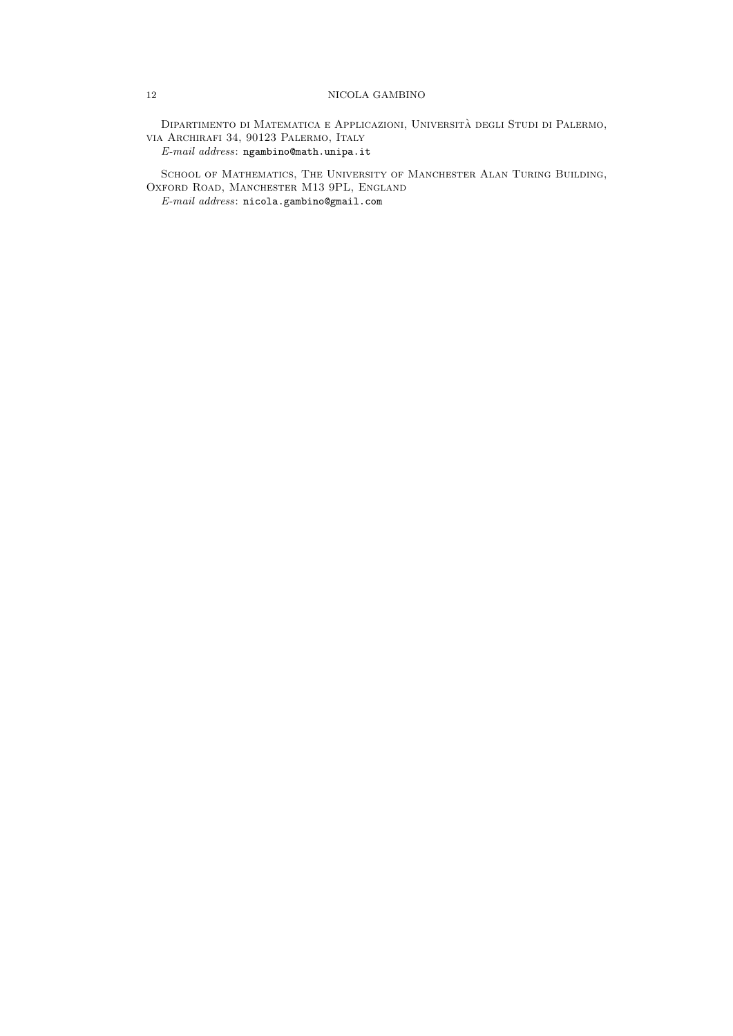Dipartimento di Matematica e Applicazioni, Università degli Studi di Palermo, via Archirafi 34, 90123 Palermo, Italy

*E-mail address*: ngambino@math.unipa.it

School of Mathematics, The University of Manchester Alan Turing Building, Oxford Road, Manchester M13 9PL, England

*E-mail address*: nicola.gambino@gmail.com